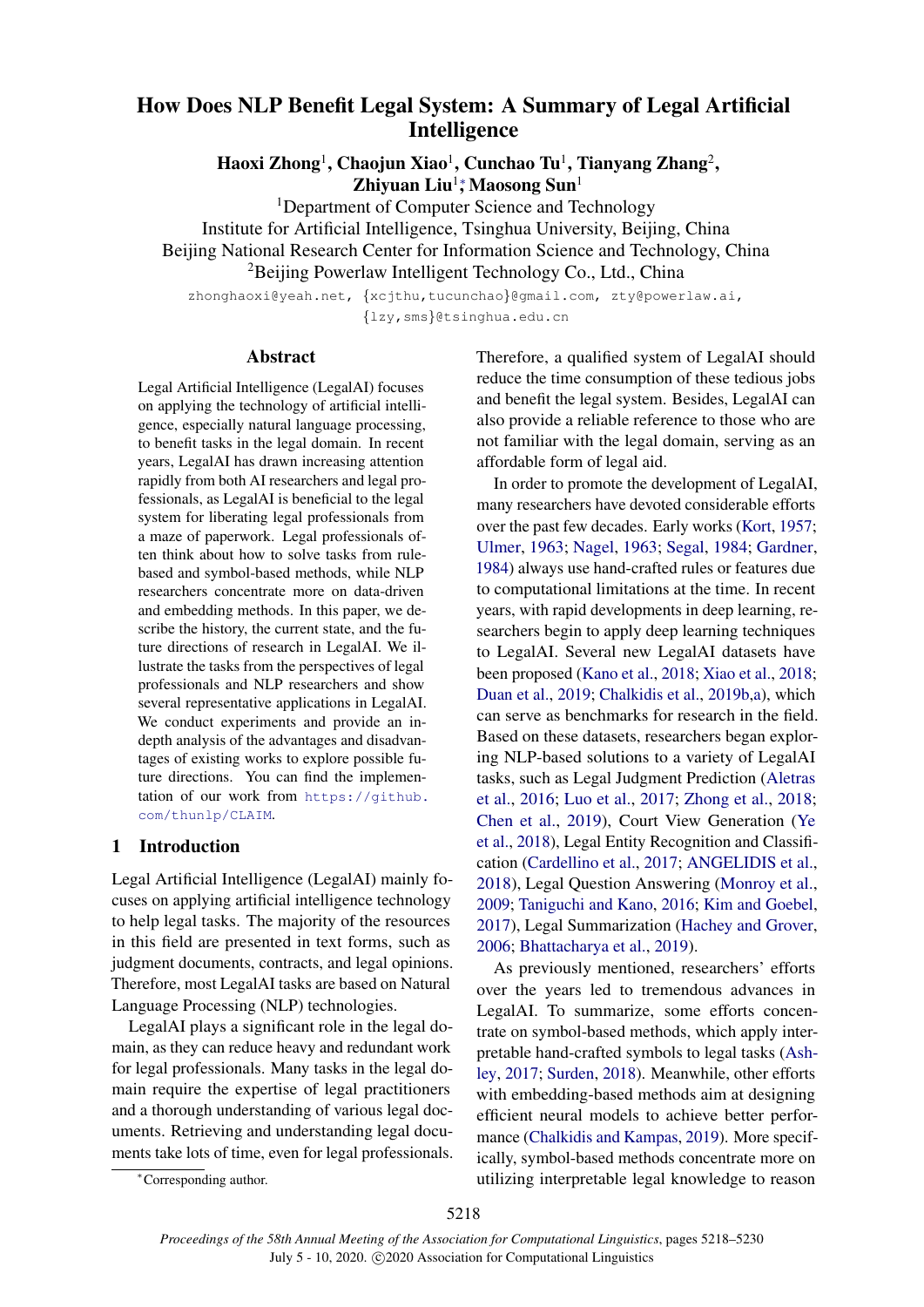# How Does NLP Benefit Legal System: A Summary of Legal Artificial Intelligence

**Haoxi Zhong**[1], **Chaojun Xiao**[1], **Cunchao Tu**[1], **Tianyang Zhang**[2], **Zhiyuan Liu**[1]*, **Maosong Sun**[1]

[1]Department of Computer Science and Technology
Institute for Artificial Intelligence, Tsinghua University, Beijing, China
Beijing National Research Center for Information Science and Technology, China
[2]Beijing Powerlaw Intelligent Technology Co., Ltd., China

zhonghaoxi@yeah.net, {xcjthu,tucunchao}@gmail.com, zty@powerlaw.ai, {lzy,sms}@tsinghua.edu.cn

## Abstract

Legal Artificial Intelligence (LegalAI) focuses on applying the technology of artificial intelligence, especially natural language processing, to benefit tasks in the legal domain. In recent years, LegalAI has drawn increasing attention rapidly from both AI researchers and legal professionals, as LegalAI is beneficial to the legal system for liberating legal professionals from a maze of paperwork. Legal professionals often think about how to solve tasks from rule-based and symbol-based methods, while NLP researchers concentrate more on data-driven and embedding methods. In this paper, we describe the history, the current state, and the future directions of research in LegalAI. We illustrate the tasks from the perspectives of legal professionals and NLP researchers and show several representative applications in LegalAI. We conduct experiments and provide an in-depth analysis of the advantages and disadvantages of existing works to explore possible future directions. You can find the implementation of our work from https://github.com/thunlp/CLAIM.

## 1 Introduction

Legal Artificial Intelligence (LegalAI) mainly focuses on applying artificial intelligence technology to help legal tasks. The majority of the resources in this field are presented in text forms, such as judgment documents, contracts, and legal opinions. Therefore, most LegalAI tasks are based on Natural Language Processing (NLP) technologies.

LegalAI plays a significant role in the legal domain, as they can reduce heavy and redundant work for legal professionals. Many tasks in the legal domain require the expertise of legal practitioners and a thorough understanding of various legal documents. Retrieving and understanding legal documents take lots of time, even for legal professionals. Therefore, a qualified system of LegalAI should reduce the time consumption of these tedious jobs and benefit the legal system. Besides, LegalAI can also provide a reliable reference to those who are not familiar with the legal domain, serving as an affordable form of legal aid.

In order to promote the development of LegalAI, many researchers have devoted considerable efforts over the past few decades. Early works (Kort, 1957; Ulmer, 1963; Nagel, 1963; Segal, 1984; Gardner, 1984) always use hand-crafted rules or features due to computational limitations at the time. In recent years, with rapid developments in deep learning, researchers begin to apply deep learning techniques to LegalAI. Several new LegalAI datasets have been proposed (Kano et al., 2018; Xiao et al., 2018; Duan et al., 2019; Chalkidis et al., 2019b,a), which can serve as benchmarks for research in the field. Based on these datasets, researchers began exploring NLP-based solutions to a variety of LegalAI tasks, such as Legal Judgment Prediction (Aletras et al., 2016; Luo et al., 2017; Zhong et al., 2018; Chen et al., 2019), Court View Generation (Ye et al., 2018), Legal Entity Recognition and Classification (Cardellino et al., 2017; ANGELIDIS et al., 2018), Legal Question Answering (Monroy et al., 2009; Taniguchi and Kano, 2016; Kim and Goebel, 2017), Legal Summarization (Hachey and Grover, 2006; Bhattacharya et al., 2019).

As previously mentioned, researchers' efforts over the years led to tremendous advances in LegalAI. To summarize, some efforts concentrate on symbol-based methods, which apply interpretable hand-crafted symbols to legal tasks (Ashley, 2017; Surden, 2018). Meanwhile, other efforts with embedding-based methods aim at designing efficient neural models to achieve better performance (Chalkidis and Kampas, 2019). More specifically, symbol-based methods concentrate more on utilizing interpretable legal knowledge to reason

*Corresponding author.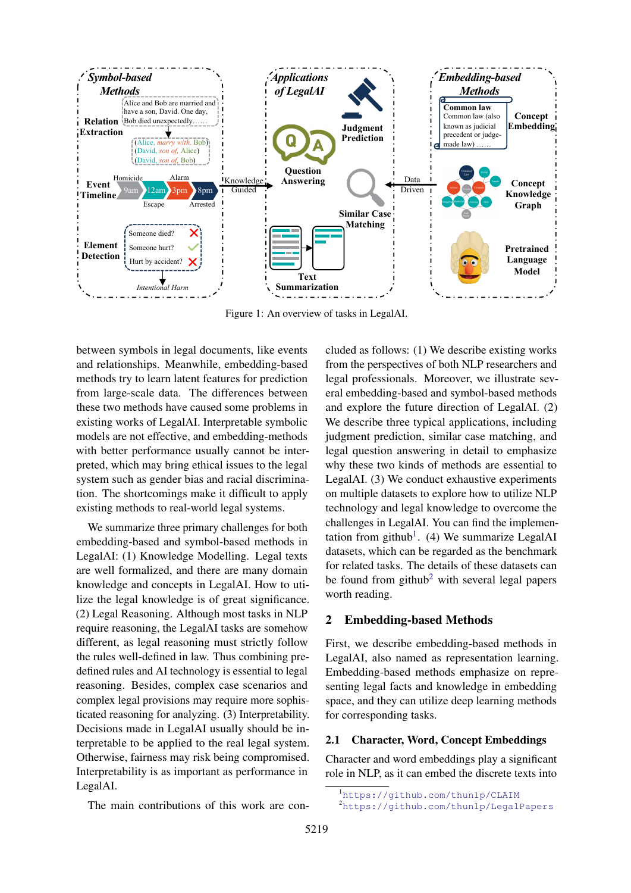Figure 1: An overview of tasks in LegalAI.

between symbols in legal documents, like events and relationships. Meanwhile, embedding-based methods try to learn latent features for prediction from large-scale data. The differences between these two methods have caused some problems in existing works of LegalAI. Interpretable symbolic models are not effective, and embedding-methods with better performance usually cannot be interpreted, which may bring ethical issues to the legal system such as gender bias and racial discrimination. The shortcomings make it difficult to apply existing methods to real-world legal systems.

We summarize three primary challenges for both embedding-based and symbol-based methods in LegalAI: (1) Knowledge Modelling. Legal texts are well formalized, and there are many domain knowledge and concepts in LegalAI. How to utilize the legal knowledge is of great significance. (2) Legal Reasoning. Although most tasks in NLP require reasoning, the LegalAI tasks are somehow different, as legal reasoning must strictly follow the rules well-defined in law. Thus combining predefined rules and AI technology is essential to legal reasoning. Besides, complex case scenarios and complex legal provisions may require more sophisticated reasoning for analyzing. (3) Interpretability. Decisions made in LegalAI usually should be interpretable to be applied to the real legal system. Otherwise, fairness may risk being compromised. Interpretability is as important as performance in LegalAI.

The main contributions of this work are concluded as follows: (1) We describe existing works from the perspectives of both NLP researchers and legal professionals. Moreover, we illustrate several embedding-based and symbol-based methods and explore the future direction of LegalAI. (2) We describe three typical applications, including judgment prediction, similar case matching, and legal question answering in detail to emphasize why these two kinds of methods are essential to LegalAI. (3) We conduct exhaustive experiments on multiple datasets to explore how to utilize NLP technology and legal knowledge to overcome the challenges in LegalAI. You can find the implementation from github[1]. (4) We summarize LegalAI datasets, which can be regarded as the benchmark for related tasks. The details of these datasets can be found from github[2] with several legal papers worth reading.

## 2 Embedding-based Methods

First, we describe embedding-based methods in LegalAI, also named as representation learning. Embedding-based methods emphasize on representing legal facts and knowledge in embedding space, and they can utilize deep learning methods for corresponding tasks.

### 2.1 Character, Word, Concept Embeddings

Character and word embeddings play a significant role in NLP, as it can embed the discrete texts into

[1] https://github.com/thunlp/CLAIM

[2] https://github.com/thunlp/LegalPapers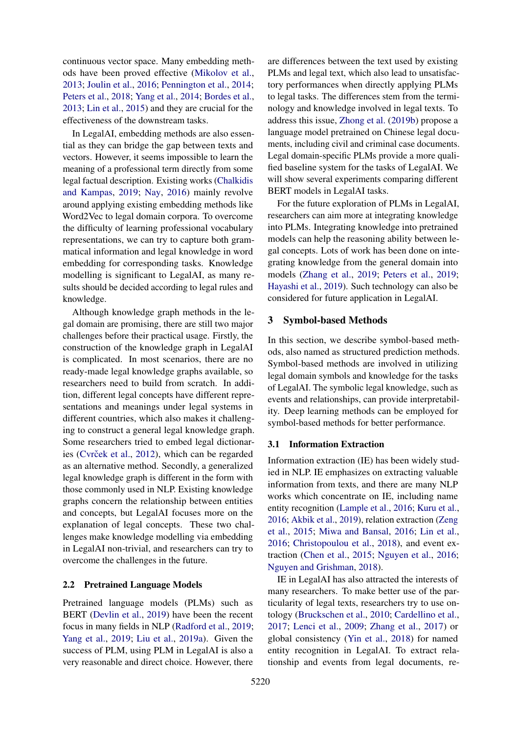continuous vector space. Many embedding methods have been proved effective (Mikolov et al., 2013; Joulin et al., 2016; Pennington et al., 2014; Peters et al., 2018; Yang et al., 2014; Bordes et al., 2013; Lin et al., 2015) and they are crucial for the effectiveness of the downstream tasks.

In LegalAI, embedding methods are also essential as they can bridge the gap between texts and vectors. However, it seems impossible to learn the meaning of a professional term directly from some legal factual description. Existing works (Chalkidis and Kampas, 2019; Nay, 2016) mainly revolve around applying existing embedding methods like Word2Vec to legal domain corpora. To overcome the difficulty of learning professional vocabulary representations, we can try to capture both grammatical information and legal knowledge in word embedding for corresponding tasks. Knowledge modelling is significant to LegalAI, as many results should be decided according to legal rules and knowledge.

Although knowledge graph methods in the legal domain are promising, there are still two major challenges before their practical usage. Firstly, the construction of the knowledge graph in LegalAI is complicated. In most scenarios, there are no ready-made legal knowledge graphs available, so researchers need to build from scratch. In addition, different legal concepts have different representations and meanings under legal systems in different countries, which also makes it challenging to construct a general legal knowledge graph. Some researchers tried to embed legal dictionaries (Cvrček et al., 2012), which can be regarded as an alternative method. Secondly, a generalized legal knowledge graph is different in the form with those commonly used in NLP. Existing knowledge graphs concern the relationship between entities and concepts, but LegalAI focuses more on the explanation of legal concepts. These two challenges make knowledge modelling via embedding in LegalAI non-trivial, and researchers can try to overcome the challenges in the future.

### 2.2 Pretrained Language Models

Pretrained language models (PLMs) such as BERT (Devlin et al., 2019) have been the recent focus in many fields in NLP (Radford et al., 2019; Yang et al., 2019; Liu et al., 2019a). Given the success of PLM, using PLM in LegalAI is also a very reasonable and direct choice. However, there are differences between the text used by existing PLMs and legal text, which also lead to unsatisfactory performances when directly applying PLMs to legal tasks. The differences stem from the terminology and knowledge involved in legal texts. To address this issue, Zhong et al. (2019b) propose a language model pretrained on Chinese legal documents, including civil and criminal case documents. Legal domain-specific PLMs provide a more qualified baseline system for the tasks of LegalAI. We will show several experiments comparing different BERT models in LegalAI tasks.

For the future exploration of PLMs in LegalAI, researchers can aim more at integrating knowledge into PLMs. Integrating knowledge into pretrained models can help the reasoning ability between legal concepts. Lots of work has been done on integrating knowledge from the general domain into models (Zhang et al., 2019; Peters et al., 2019; Hayashi et al., 2019). Such technology can also be considered for future application in LegalAI.

## 3 Symbol-based Methods

In this section, we describe symbol-based methods, also named as structured prediction methods. Symbol-based methods are involved in utilizing legal domain symbols and knowledge for the tasks of LegalAI. The symbolic legal knowledge, such as events and relationships, can provide interpretability. Deep learning methods can be employed for symbol-based methods for better performance.

### 3.1 Information Extraction

Information extraction (IE) has been widely studied in NLP. IE emphasizes on extracting valuable information from texts, and there are many NLP works which concentrate on IE, including name entity recognition (Lample et al., 2016; Kuru et al., 2016; Akbik et al., 2019), relation extraction (Zeng et al., 2015; Miwa and Bansal, 2016; Lin et al., 2016; Christopoulou et al., 2018), and event extraction (Chen et al., 2015; Nguyen et al., 2016; Nguyen and Grishman, 2018).

IE in LegalAI has also attracted the interests of many researchers. To make better use of the particularity of legal texts, researchers try to use ontology (Bruckschen et al., 2010; Cardellino et al., 2017; Lenci et al., 2009; Zhang et al., 2017) or global consistency (Yin et al., 2018) for named entity recognition in LegalAI. To extract relationship and events from legal documents, re-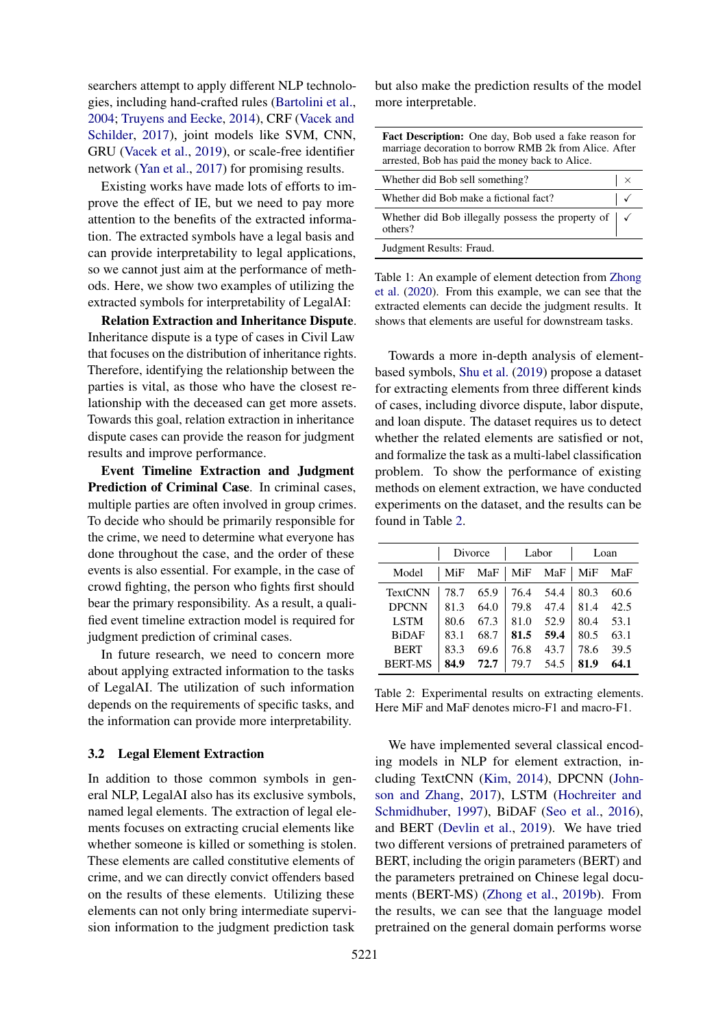searchers attempt to apply different NLP technologies, including hand-crafted rules (Bartolini et al., 2004; Truyens and Eecke, 2014), CRF (Vacek and Schilder, 2017), joint models like SVM, CNN, GRU (Vacek et al., 2019), or scale-free identifier network (Yan et al., 2017) for promising results.

Existing works have made lots of efforts to improve the effect of IE, but we need to pay more attention to the benefits of the extracted information. The extracted symbols have a legal basis and can provide interpretability to legal applications, so we cannot just aim at the performance of methods. Here, we show two examples of utilizing the extracted symbols for interpretability of LegalAI:

**Relation Extraction and Inheritance Dispute**. Inheritance dispute is a type of cases in Civil Law that focuses on the distribution of inheritance rights. Therefore, identifying the relationship between the parties is vital, as those who have the closest relationship with the deceased can get more assets. Towards this goal, relation extraction in inheritance dispute cases can provide the reason for judgment results and improve performance.

**Event Timeline Extraction and Judgment Prediction of Criminal Case**. In criminal cases, multiple parties are often involved in group crimes. To decide who should be primarily responsible for the crime, we need to determine what everyone has done throughout the case, and the order of these events is also essential. For example, in the case of crowd fighting, the person who fights first should bear the primary responsibility. As a result, a qualified event timeline extraction model is required for judgment prediction of criminal cases.

In future research, we need to concern more about applying extracted information to the tasks of LegalAI. The utilization of such information depends on the requirements of specific tasks, and the information can provide more interpretability.

### 3.2 Legal Element Extraction

In addition to those common symbols in general NLP, LegalAI also has its exclusive symbols, named legal elements. The extraction of legal elements focuses on extracting crucial elements like whether someone is killed or something is stolen. These elements are called constitutive elements of crime, and we can directly convict offenders based on the results of these elements. Utilizing these elements can not only bring intermediate supervision information to the judgment prediction task but also make the prediction results of the model more interpretable.

| **Fact Description:** One day, Bob used a fake reason for marriage decoration to borrow RMB 2k from Alice. After arrested, Bob has paid the money back to Alice. | |
|---|---|
| Whether did Bob sell something? | × |
| Whether did Bob make a fictional fact? | ✓ |
| Whether did Bob illegally possess the property of others? | ✓ |
| Judgment Results: Fraud. | |

Table 1: An example of element detection from Zhong et al. (2020). From this example, we can see that the extracted elements can decide the judgment results. It shows that elements are useful for downstream tasks.

Towards a more in-depth analysis of element-based symbols, Shu et al. (2019) propose a dataset for extracting elements from three different kinds of cases, including divorce dispute, labor dispute, and loan dispute. The dataset requires us to detect whether the related elements are satisfied or not, and formalize the task as a multi-label classification problem. To show the performance of existing methods on element extraction, we have conducted experiments on the dataset, and the results can be found in Table 2.

| | Divorce | | Labor | | Loan | |
|---|---|---|---|---|---|---|
| Model | MiF | MaF | MiF | MaF | MiF | MaF |
| TextCNN | 78.7 | 65.9 | 76.4 | 54.4 | 80.3 | 60.6 |
| DPCNN | 81.3 | 64.0 | 79.8 | 47.4 | 81.4 | 42.5 |
| LSTM | 80.6 | 67.3 | 81.0 | 52.9 | 80.4 | 53.1 |
| BiDAF | 83.1 | 68.7 | **81.5** | **59.4** | 80.5 | 63.1 |
| BERT | 83.3 | 69.6 | 76.8 | 43.7 | 78.6 | 39.5 |
| BERT-MS | **84.9** | **72.7** | 79.7 | 54.5 | **81.9** | **64.1** |

Table 2: Experimental results on extracting elements. Here MiF and MaF denotes micro-F1 and macro-F1.

We have implemented several classical encoding models in NLP for element extraction, including TextCNN (Kim, 2014), DPCNN (Johnson and Zhang, 2017), LSTM (Hochreiter and Schmidhuber, 1997), BiDAF (Seo et al., 2016), and BERT (Devlin et al., 2019). We have tried two different versions of pretrained parameters of BERT, including the origin parameters (BERT) and the parameters pretrained on Chinese legal documents (BERT-MS) (Zhong et al., 2019b). From the results, we can see that the language model pretrained on the general domain performs worse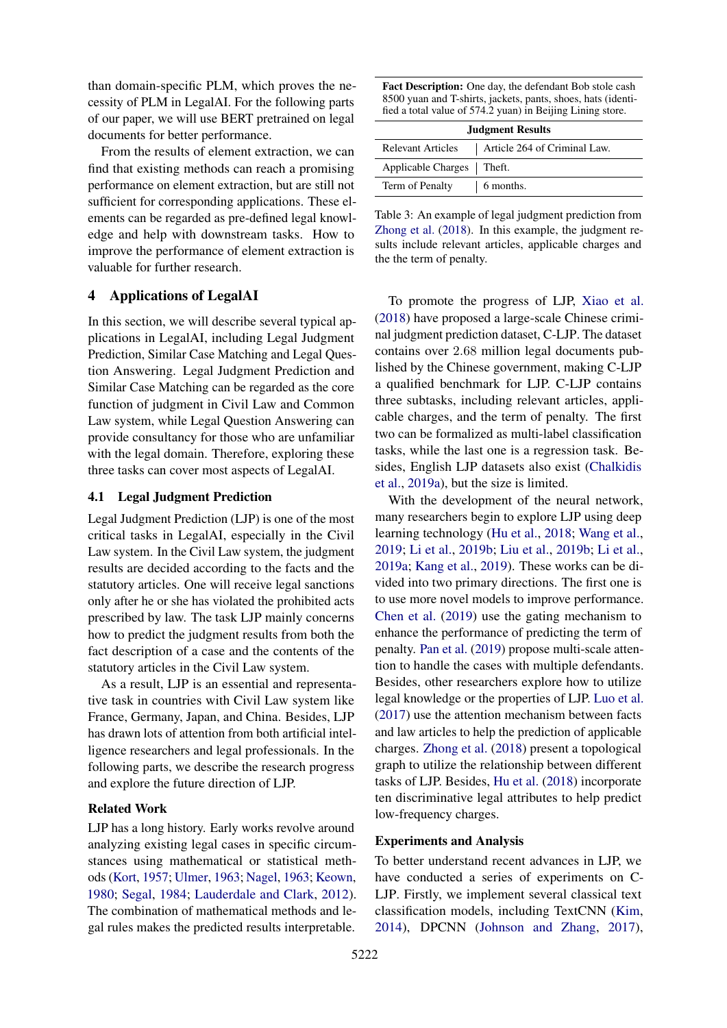than domain-specific PLM, which proves the necessity of PLM in LegalAI. For the following parts of our paper, we will use BERT pretrained on legal documents for better performance.

From the results of element extraction, we can find that existing methods can reach a promising performance on element extraction, but are still not sufficient for corresponding applications. These elements can be regarded as pre-defined legal knowledge and help with downstream tasks. How to improve the performance of element extraction is valuable for further research.

## 4 Applications of LegalAI

In this section, we will describe several typical applications in LegalAI, including Legal Judgment Prediction, Similar Case Matching and Legal Question Answering. Legal Judgment Prediction and Similar Case Matching can be regarded as the core function of judgment in Civil Law and Common Law system, while Legal Question Answering can provide consultancy for those who are unfamiliar with the legal domain. Therefore, exploring these three tasks can cover most aspects of LegalAI.

### 4.1 Legal Judgment Prediction

Legal Judgment Prediction (LJP) is one of the most critical tasks in LegalAI, especially in the Civil Law system. In the Civil Law system, the judgment results are decided according to the facts and the statutory articles. One will receive legal sanctions only after he or she has violated the prohibited acts prescribed by law. The task LJP mainly concerns how to predict the judgment results from both the fact description of a case and the contents of the statutory articles in the Civil Law system.

As a result, LJP is an essential and representative task in countries with Civil Law system like France, Germany, Japan, and China. Besides, LJP has drawn lots of attention from both artificial intelligence researchers and legal professionals. In the following parts, we describe the research progress and explore the future direction of LJP.

#### Related Work

LJP has a long history. Early works revolve around analyzing existing legal cases in specific circumstances using mathematical or statistical methods (Kort, 1957; Ulmer, 1963; Nagel, 1963; Keown, 1980; Segal, 1984; Lauderdale and Clark, 2012). The combination of mathematical methods and legal rules makes the predicted results interpretable.

**Fact Description:** One day, the defendant Bob stole cash 8500 yuan and T-shirts, jackets, pants, shoes, hats (identified a total value of 574.2 yuan) in Beijing Lining store.

| Judgment Results | |
|---|---|
| Relevant Articles | Article 264 of Criminal Law. |
| Applicable Charges | Theft. |
| Term of Penalty | 6 months. |

Table 3: An example of legal judgment prediction from Zhong et al. (2018). In this example, the judgment results include relevant articles, applicable charges and the the term of penalty.

To promote the progress of LJP, Xiao et al. (2018) have proposed a large-scale Chinese criminal judgment prediction dataset, C-LJP. The dataset contains over 2.68 million legal documents published by the Chinese government, making C-LJP a qualified benchmark for LJP. C-LJP contains three subtasks, including relevant articles, applicable charges, and the term of penalty. The first two can be formalized as multi-label classification tasks, while the last one is a regression task. Besides, English LJP datasets also exist (Chalkidis et al., 2019a), but the size is limited.

With the development of the neural network, many researchers begin to explore LJP using deep learning technology (Hu et al., 2018; Wang et al., 2019; Li et al., 2019b; Liu et al., 2019b; Li et al., 2019a; Kang et al., 2019). These works can be divided into two primary directions. The first one is to use more novel models to improve performance. Chen et al. (2019) use the gating mechanism to enhance the performance of predicting the term of penalty. Pan et al. (2019) propose multi-scale attention to handle the cases with multiple defendants. Besides, other researchers explore how to utilize legal knowledge or the properties of LJP. Luo et al. (2017) use the attention mechanism between facts and law articles to help the prediction of applicable charges. Zhong et al. (2018) present a topological graph to utilize the relationship between different tasks of LJP. Besides, Hu et al. (2018) incorporate ten discriminative legal attributes to help predict low-frequency charges.

#### Experiments and Analysis

To better understand recent advances in LJP, we have conducted a series of experiments on C-LJP. Firstly, we implement several classical text classification models, including TextCNN (Kim, 2014), DPCNN (Johnson and Zhang, 2017),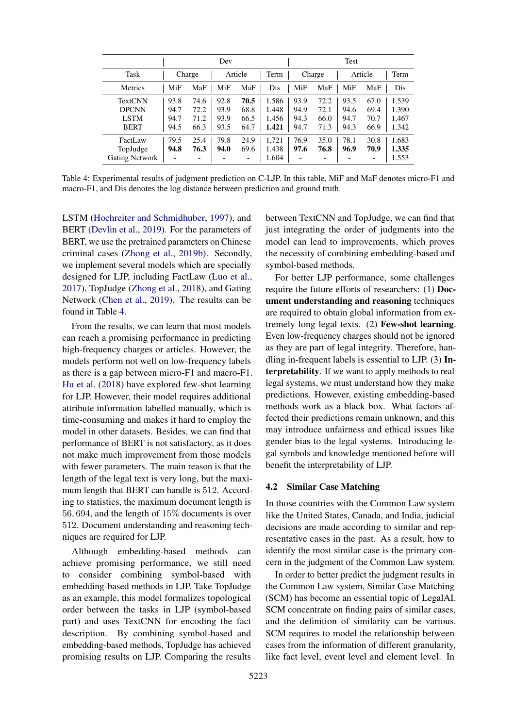| | Dev | | | | | Test | | | | |
|---|---|---|---|---|---|---|---|---|---|---|
| Task | Charge | | Article | | Term | Charge | | Article | | Term |
| Metrics | MiF | MaF | MiF | MaF | Dis | MiF | MaF | MiF | MaF | Dis |
| TextCNN | 93.8 | 74.6 | 92.8 | **70.5** | 1.586 | 93.9 | 72.2 | 93.5 | 67.0 | 1.539 |
| DPCNN | 94.7 | 72.2 | 93.9 | 68.8 | 1.448 | 94.9 | 72.1 | 94.6 | 69.4 | 1.390 |
| LSTM | 94.7 | 71.2 | 93.9 | 66.5 | 1.456 | 94.3 | 66.0 | 94.7 | 70.7 | 1.467 |
| BERT | 94.5 | 66.3 | 93.5 | 64.7 | **1.421** | 94.7 | 71.3 | 94.3 | 66.9 | 1.342 |
| FactLaw | 79.5 | 25.4 | 79.8 | 24.9 | 1.721 | 76.9 | 35.0 | 78.1 | 30.8 | 1.683 |
| TopJudge | **94.8** | **76.3** | **94.0** | 69.6 | 1.438 | **97.6** | **76.8** | **96.9** | **70.9** | **1.335** |
| Gating Network | - | - | - | - | 1.604 | - | - | - | - | 1.553 |

Table 4: Experimental results of judgment prediction on C-LJP. In this table, MiF and MaF denotes micro-F1 and macro-F1, and Dis denotes the log distance between prediction and ground truth.

LSTM (Hochreiter and Schmidhuber, 1997), and BERT (Devlin et al., 2019). For the parameters of BERT, we use the pretrained parameters on Chinese criminal cases (Zhong et al., 2019b). Secondly, we implement several models which are specially designed for LJP, including FactLaw (Luo et al., 2017), TopJudge (Zhong et al., 2018), and Gating Network (Chen et al., 2019). The results can be found in Table 4.

From the results, we can learn that most models can reach a promising performance in predicting high-frequency charges or articles. However, the models perform not well on low-frequency labels as there is a gap between micro-F1 and macro-F1. Hu et al. (2018) have explored few-shot learning for LJP. However, their model requires additional attribute information labelled manually, which is time-consuming and makes it hard to employ the model in other datasets. Besides, we can find that performance of BERT is not satisfactory, as it does not make much improvement from those models with fewer parameters. The main reason is that the length of the legal text is very long, but the maximum length that BERT can handle is 512. According to statistics, the maximum document length is $56,694$, and the length of $15\%$ documents is over $512$. Document understanding and reasoning techniques are required for LJP.

Although embedding-based methods can achieve promising performance, we still need to consider combining symbol-based with embedding-based methods in LJP. Take TopJudge as an example, this model formalizes topological order between the tasks in LJP (symbol-based part) and uses TextCNN for encoding the fact description. By combining symbol-based and embedding-based methods, TopJudge has achieved promising results on LJP. Comparing the results between TextCNN and TopJudge, we can find that just integrating the order of judgments into the model can lead to improvements, which proves the necessity of combining embedding-based and symbol-based methods.

For better LJP performance, some challenges require the future efforts of researchers: (1) **Document understanding and reasoning** techniques are required to obtain global information from extremely long legal texts. (2) **Few-shot learning**. Even low-frequency charges should not be ignored as they are part of legal integrity. Therefore, handling in-frequent labels is essential to LJP. (3) **Interpretability**. If we want to apply methods to real legal systems, we must understand how they make predictions. However, existing embedding-based methods work as a black box. What factors affected their predictions remain unknown, and this may introduce unfairness and ethical issues like gender bias to the legal systems. Introducing legal symbols and knowledge mentioned before will benefit the interpretability of LJP.

### 4.2 Similar Case Matching

In those countries with the Common Law system like the United States, Canada, and India, judicial decisions are made according to similar and representative cases in the past. As a result, how to identify the most similar case is the primary concern in the judgment of the Common Law system.

In order to better predict the judgment results in the Common Law system, Similar Case Matching (SCM) has become an essential topic of LegalAI. SCM concentrate on finding pairs of similar cases, and the definition of similarity can be various. SCM requires to model the relationship between cases from the information of different granularity, like fact level, event level and element level. In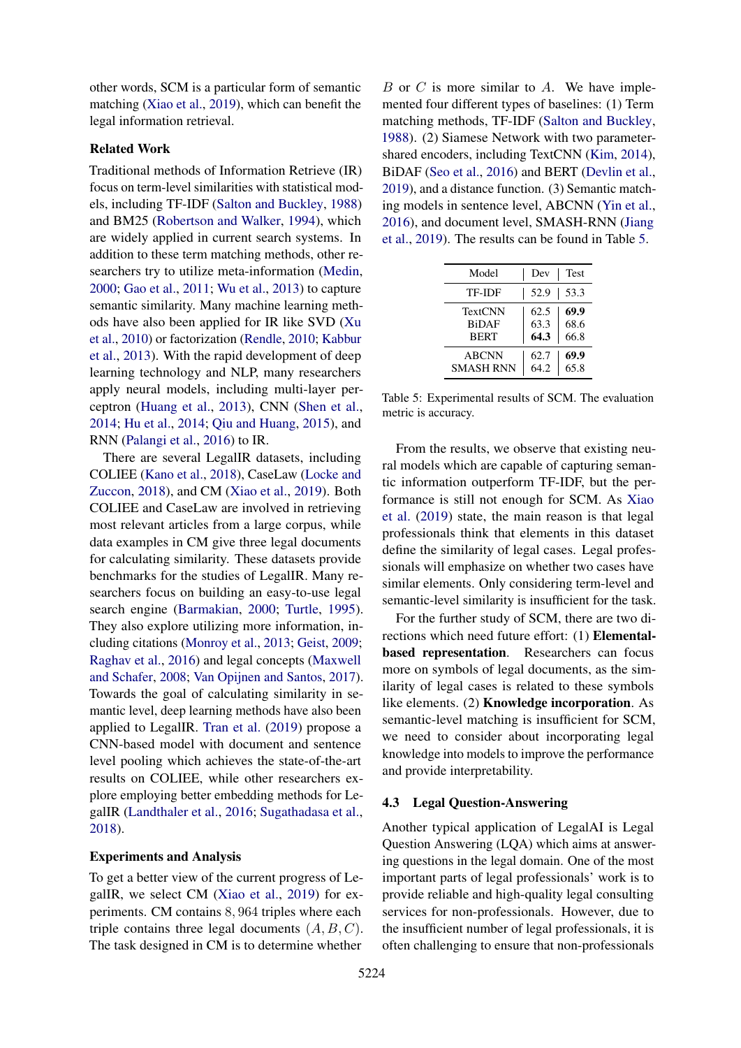other words, SCM is a particular form of semantic matching (Xiao et al., 2019), which can benefit the legal information retrieval.

**Related Work**

Traditional methods of Information Retrieve (IR) focus on term-level similarities with statistical models, including TF-IDF (Salton and Buckley, 1988) and BM25 (Robertson and Walker, 1994), which are widely applied in current search systems. In addition to these term matching methods, other researchers try to utilize meta-information (Medin, 2000; Gao et al., 2011; Wu et al., 2013) to capture semantic similarity. Many machine learning methods have also been applied for IR like SVD (Xu et al., 2010) or factorization (Rendle, 2010; Kabbur et al., 2013). With the rapid development of deep learning technology and NLP, many researchers apply neural models, including multi-layer perceptron (Huang et al., 2013), CNN (Shen et al., 2014; Hu et al., 2014; Qiu and Huang, 2015), and RNN (Palangi et al., 2016) to IR.

There are several LegalIR datasets, including COLIEE (Kano et al., 2018), CaseLaw (Locke and Zuccon, 2018), and CM (Xiao et al., 2019). Both COLIEE and CaseLaw are involved in retrieving most relevant articles from a large corpus, while data examples in CM give three legal documents for calculating similarity. These datasets provide benchmarks for the studies of LegalIR. Many researchers focus on building an easy-to-use legal search engine (Barmakian, 2000; Turtle, 1995). They also explore utilizing more information, including citations (Monroy et al., 2013; Geist, 2009; Raghav et al., 2016) and legal concepts (Maxwell and Schafer, 2008; Van Opijnen and Santos, 2017). Towards the goal of calculating similarity in semantic level, deep learning methods have also been applied to LegalIR. Tran et al. (2019) propose a CNN-based model with document and sentence level pooling which achieves the state-of-the-art results on COLIEE, while other researchers explore employing better embedding methods for LegalIR (Landthaler et al., 2016; Sugathadasa et al., 2018).

**Experiments and Analysis**

To get a better view of the current progress of LegalIR, we select CM (Xiao et al., 2019) for experiments. CM contains $8,964$ triples where each triple contains three legal documents $(A, B, C)$. The task designed in CM is to determine whether $B$ or $C$ is more similar to $A$. We have implemented four different types of baselines: (1) Term matching methods, TF-IDF (Salton and Buckley, 1988). (2) Siamese Network with two parameter-shared encoders, including TextCNN (Kim, 2014), BiDAF (Seo et al., 2016) and BERT (Devlin et al., 2019), and a distance function. (3) Semantic matching models in sentence level, ABCNN (Yin et al., 2016), and document level, SMASH-RNN (Jiang et al., 2019). The results can be found in Table 5.

| Model | Dev | Test |
|---|---|---|
| TF-IDF | 52.9 | 53.3 |
| TextCNN | 62.5 | **69.9** |
| BiDAF | 63.3 | 68.6 |
| BERT | **64.3** | 66.8 |
| ABCNN | 62.7 | **69.9** |
| SMASH RNN | 64.2 | 65.8 |

Table 5: Experimental results of SCM. The evaluation metric is accuracy.

From the results, we observe that existing neural models which are capable of capturing semantic information outperform TF-IDF, but the performance is still not enough for SCM. As Xiao et al. (2019) state, the main reason is that legal professionals think that elements in this dataset define the similarity of legal cases. Legal professionals will emphasize on whether two cases have similar elements. Only considering term-level and semantic-level similarity is insufficient for the task.

For the further study of SCM, there are two directions which need future effort: (1) **Elemental-based representation**. Researchers can focus more on symbols of legal documents, as the similarity of legal cases is related to these symbols like elements. (2) **Knowledge incorporation**. As semantic-level matching is insufficient for SCM, we need to consider about incorporating legal knowledge into models to improve the performance and provide interpretability.

### 4.3 Legal Question-Answering

Another typical application of LegalAI is Legal Question Answering (LQA) which aims at answering questions in the legal domain. One of the most important parts of legal professionals' work is to provide reliable and high-quality legal consulting services for non-professionals. However, due to the insufficient number of legal professionals, it is often challenging to ensure that non-professionals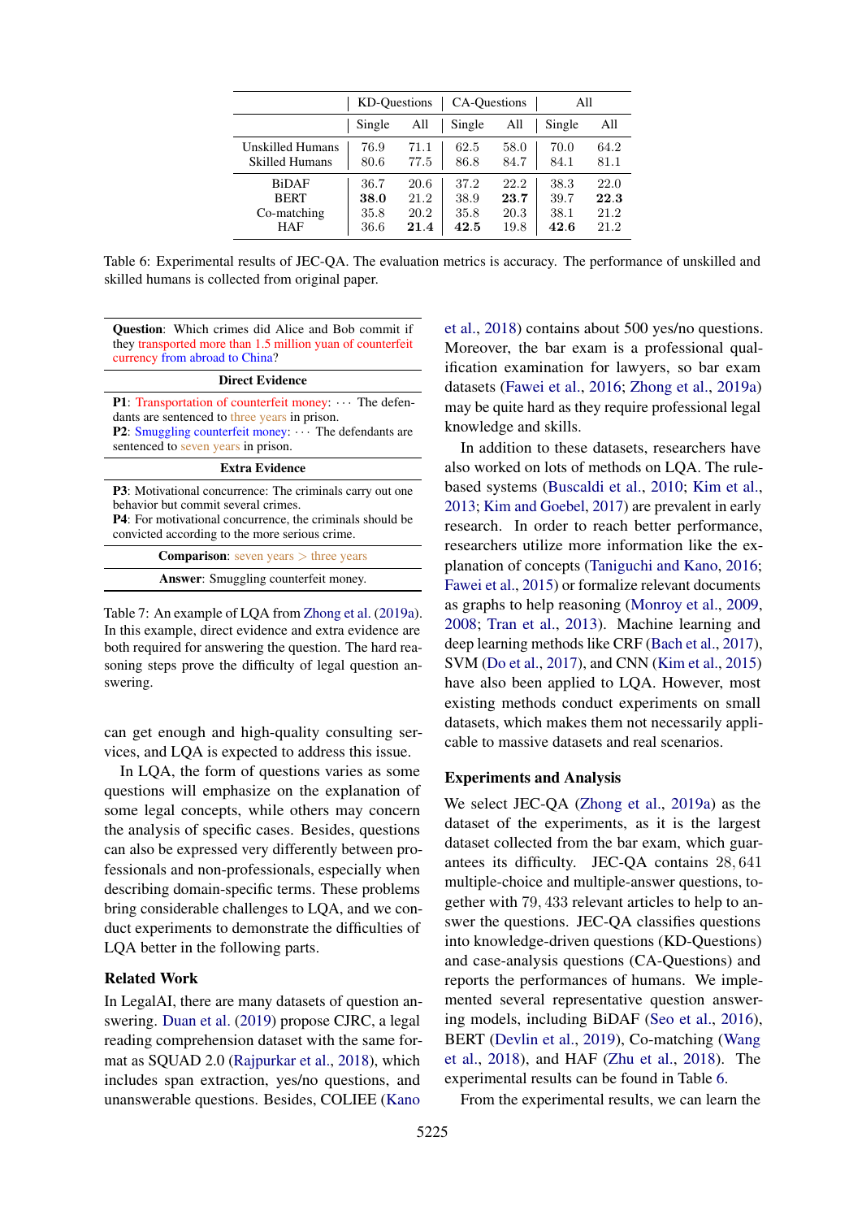| | KD-Questions | | CA-Questions | | All | |
|---|---|---|---|---|---|---|
| | Single | All | Single | All | Single | All |
| Unskilled Humans | 76.9 | 71.1 | 62.5 | 58.0 | 70.0 | 64.2 |
| Skilled Humans | 80.6 | 77.5 | 86.8 | 84.7 | 84.1 | 81.1 |
| BiDAF | 36.7 | 20.6 | 37.2 | 22.2 | 38.3 | 22.0 |
| BERT | **38.0** | 21.2 | 38.9 | **23.7** | 39.7 | **22.3** |
| Co-matching | 35.8 | 20.2 | 35.8 | 20.3 | 38.1 | 21.2 |
| HAF | 36.6 | **21.4** | **42.5** | 19.8 | **42.6** | 21.2 |

Table 6: Experimental results of JEC-QA. The evaluation metrics is accuracy. The performance of unskilled and skilled humans is collected from original paper.

| **Question**: Which crimes did Alice and Bob commit if they transported more than 1.5 million yuan of counterfeit currency from abroad to China? |
|---|
| **Direct Evidence** |
| **P1**: Transportation of counterfeit money: ··· The defendants are sentenced to three years in prison. **P2**: Smuggling counterfeit money: ··· The defendants are sentenced to seven years in prison. |
| **Extra Evidence** |
| **P3**: Motivational concurrence: The criminals carry out one behavior but commit several crimes. **P4**: For motivational concurrence, the criminals should be convicted according to the more serious crime. |
| **Comparison**: seven years > three years |
| **Answer**: Smuggling counterfeit money. |

Table 7: An example of LQA from Zhong et al. (2019a). In this example, direct evidence and extra evidence are both required for answering the question. The hard reasoning steps prove the difficulty of legal question answering.

can get enough and high-quality consulting services, and LQA is expected to address this issue.

In LQA, the form of questions varies as some questions will emphasize on the explanation of some legal concepts, while others may concern the analysis of specific cases. Besides, questions can also be expressed very differently between professionals and non-professionals, especially when describing domain-specific terms. These problems bring considerable challenges to LQA, and we conduct experiments to demonstrate the difficulties of LQA better in the following parts.

### Related Work

In LegalAI, there are many datasets of question answering. Duan et al. (2019) propose CJRC, a legal reading comprehension dataset with the same format as SQUAD 2.0 (Rajpurkar et al., 2018), which includes span extraction, yes/no questions, and unanswerable questions. Besides, COLIEE (Kano et al., 2018) contains about 500 yes/no questions. Moreover, the bar exam is a professional qualification examination for lawyers, so bar exam datasets (Fawei et al., 2016; Zhong et al., 2019a) may be quite hard as they require professional legal knowledge and skills.

In addition to these datasets, researchers have also worked on lots of methods on LQA. The rule-based systems (Buscaldi et al., 2010; Kim et al., 2013; Kim and Goebel, 2017) are prevalent in early research. In order to reach better performance, researchers utilize more information like the explanation of concepts (Taniguchi and Kano, 2016; Fawei et al., 2015) or formalize relevant documents as graphs to help reasoning (Monroy et al., 2009, 2008; Tran et al., 2013). Machine learning and deep learning methods like CRF (Bach et al., 2017), SVM (Do et al., 2017), and CNN (Kim et al., 2015) have also been applied to LQA. However, most existing methods conduct experiments on small datasets, which makes them not necessarily applicable to massive datasets and real scenarios.

### Experiments and Analysis

We select JEC-QA (Zhong et al., 2019a) as the dataset of the experiments, as it is the largest dataset collected from the bar exam, which guarantees its difficulty. JEC-QA contains $28,641$ multiple-choice and multiple-answer questions, together with $79,433$ relevant articles to help to answer the questions. JEC-QA classifies questions into knowledge-driven questions (KD-Questions) and case-analysis questions (CA-Questions) and reports the performances of humans. We implemented several representative question answering models, including BiDAF (Seo et al., 2016), BERT (Devlin et al., 2019), Co-matching (Wang et al., 2018), and HAF (Zhu et al., 2018). The experimental results can be found in Table 6.

From the experimental results, we can learn the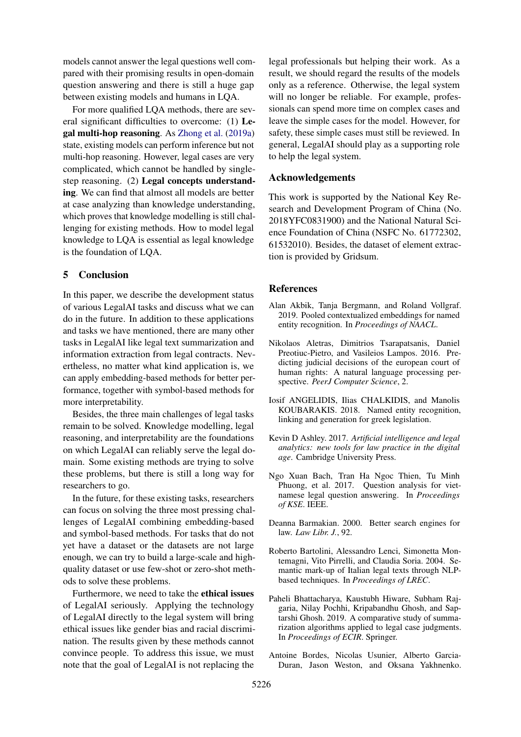models cannot answer the legal questions well compared with their promising results in open-domain question answering and there is still a huge gap between existing models and humans in LQA.

For more qualified LQA methods, there are several significant difficulties to overcome: (1) **Legal multi-hop reasoning**. As Zhong et al. (2019a) state, existing models can perform inference but not multi-hop reasoning. However, legal cases are very complicated, which cannot be handled by single-step reasoning. (2) **Legal concepts understanding**. We can find that almost all models are better at case analyzing than knowledge understanding, which proves that knowledge modelling is still challenging for existing methods. How to model legal knowledge to LQA is essential as legal knowledge is the foundation of LQA.

## 5 Conclusion

In this paper, we describe the development status of various LegalAI tasks and discuss what we can do in the future. In addition to these applications and tasks we have mentioned, there are many other tasks in LegalAI like legal text summarization and information extraction from legal contracts. Nevertheless, no matter what kind application is, we can apply embedding-based methods for better performance, together with symbol-based methods for more interpretability.

Besides, the three main challenges of legal tasks remain to be solved. Knowledge modelling, legal reasoning, and interpretability are the foundations on which LegalAI can reliably serve the legal domain. Some existing methods are trying to solve these problems, but there is still a long way for researchers to go.

In the future, for these existing tasks, researchers can focus on solving the three most pressing challenges of LegalAI combining embedding-based and symbol-based methods. For tasks that do not yet have a dataset or the datasets are not large enough, we can try to build a large-scale and high-quality dataset or use few-shot or zero-shot methods to solve these problems.

Furthermore, we need to take the **ethical issues** of LegalAI seriously. Applying the technology of LegalAI directly to the legal system will bring ethical issues like gender bias and racial discrimination. The results given by these methods cannot convince people. To address this issue, we must note that the goal of LegalAI is not replacing the legal professionals but helping their work. As a result, we should regard the results of the models only as a reference. Otherwise, the legal system will no longer be reliable. For example, professionals can spend more time on complex cases and leave the simple cases for the model. However, for safety, these simple cases must still be reviewed. In general, LegalAI should play as a supporting role to help the legal system.

## Acknowledgements

This work is supported by the National Key Research and Development Program of China (No. 2018YFC0831900) and the National Natural Science Foundation of China (NSFC No. 61772302, 61532010). Besides, the dataset of element extraction is provided by Gridsum.

## References

Alan Akbik, Tanja Bergmann, and Roland Vollgraf. 2019. Pooled contextualized embeddings for named entity recognition. In *Proceedings of NAACL*.

Nikolaos Aletras, Dimitrios Tsarapatsanis, Daniel Preotiuc-Pietro, and Vasileios Lampos. 2016. Predicting judicial decisions of the european court of human rights: A natural language processing perspective. *PeerJ Computer Science*, 2.

Iosif ANGELIDIS, Ilias CHALKIDIS, and Manolis KOUBARAKIS. 2018. Named entity recognition, linking and generation for greek legislation.

Kevin D Ashley. 2017. *Artificial intelligence and legal analytics: new tools for law practice in the digital age*. Cambridge University Press.

Ngo Xuan Bach, Tran Ha Ngoc Thien, Tu Minh Phuong, et al. 2017. Question analysis for vietnamese legal question answering. In *Proceedings of KSE*. IEEE.

Deanna Barmakian. 2000. Better search engines for law. *Law Libr. J.*, 92.

Roberto Bartolini, Alessandro Lenci, Simonetta Montemagni, Vito Pirrelli, and Claudia Soria. 2004. Semantic mark-up of Italian legal texts through NLP-based techniques. In *Proceedings of LREC*.

Paheli Bhattacharya, Kaustubh Hiware, Subham Rajgaria, Nilay Pochhi, Kripabandhu Ghosh, and Saptarshi Ghosh. 2019. A comparative study of summarization algorithms applied to legal case judgments. In *Proceedings of ECIR*. Springer.

Antoine Bordes, Nicolas Usunier, Alberto Garcia-Duran, Jason Weston, and Oksana Yakhnenko.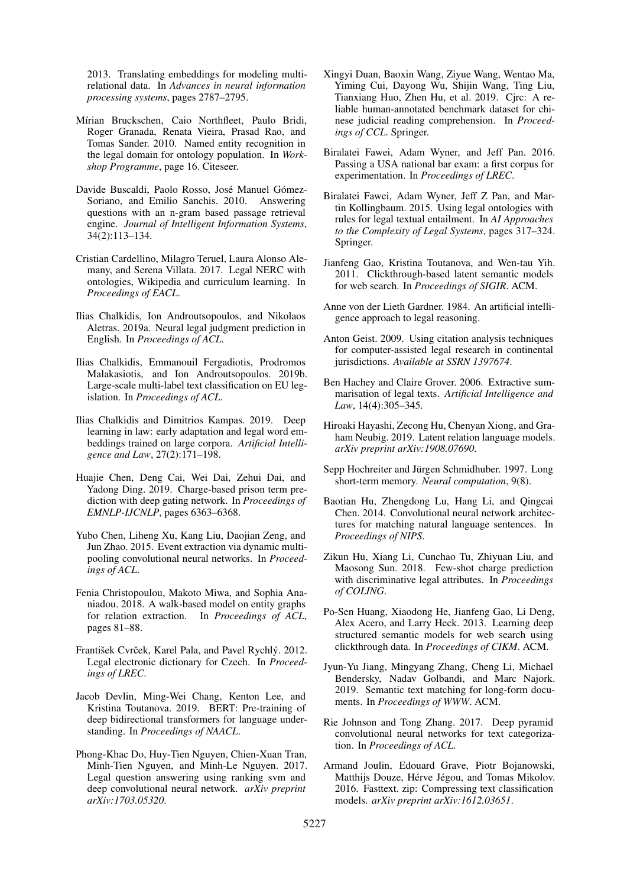2013. Translating embeddings for modeling multi-relational data. In *Advances in neural information processing systems*, pages 2787–2795.

Mírian Bruckschen, Caio Northfleet, Paulo Bridi, Roger Granada, Renata Vieira, Prasad Rao, and Tomas Sander. 2010. Named entity recognition in the legal domain for ontology population. In *Workshop Programme*, page 16. Citeseer.

Davide Buscaldi, Paolo Rosso, José Manuel Gómez-Soriano, and Emilio Sanchis. 2010. Answering questions with an n-gram based passage retrieval engine. *Journal of Intelligent Information Systems*, 34(2):113–134.

Cristian Cardellino, Milagro Teruel, Laura Alonso Alemany, and Serena Villata. 2017. Legal NERC with ontologies, Wikipedia and curriculum learning. In *Proceedings of EACL*.

Ilias Chalkidis, Ion Androutsopoulos, and Nikolaos Aletras. 2019a. Neural legal judgment prediction in English. In *Proceedings of ACL*.

Ilias Chalkidis, Emmanouil Fergadiotis, Prodromos Malakasiotis, and Ion Androutsopoulos. 2019b. Large-scale multi-label text classification on EU legislation. In *Proceedings of ACL*.

Ilias Chalkidis and Dimitrios Kampas. 2019. Deep learning in law: early adaptation and legal word embeddings trained on large corpora. *Artificial Intelligence and Law*, 27(2):171–198.

Huajie Chen, Deng Cai, Wei Dai, Zehui Dai, and Yadong Ding. 2019. Charge-based prison term prediction with deep gating network. In *Proceedings of EMNLP-IJCNLP*, pages 6363–6368.

Yubo Chen, Liheng Xu, Kang Liu, Daojian Zeng, and Jun Zhao. 2015. Event extraction via dynamic multi-pooling convolutional neural networks. In *Proceedings of ACL*.

Fenia Christopoulou, Makoto Miwa, and Sophia Ananiadou. 2018. A walk-based model on entity graphs for relation extraction. In *Proceedings of ACL*, pages 81–88.

František Cvrček, Karel Pala, and Pavel Rychlý. 2012. Legal electronic dictionary for Czech. In *Proceedings of LREC*.

Jacob Devlin, Ming-Wei Chang, Kenton Lee, and Kristina Toutanova. 2019. BERT: Pre-training of deep bidirectional transformers for language understanding. In *Proceedings of NAACL*.

Phong-Khac Do, Huy-Tien Nguyen, Chien-Xuan Tran, Minh-Tien Nguyen, and Minh-Le Nguyen. 2017. Legal question answering using ranking svm and deep convolutional neural network. *arXiv preprint arXiv:1703.05320*.

Xingyi Duan, Baoxin Wang, Ziyue Wang, Wentao Ma, Yiming Cui, Dayong Wu, Shijin Wang, Ting Liu, Tianxiang Huo, Zhen Hu, et al. 2019. Cjrc: A reliable human-annotated benchmark dataset for chinese judicial reading comprehension. In *Proceedings of CCL*. Springer.

Biralatei Fawei, Adam Wyner, and Jeff Pan. 2016. Passing a USA national bar exam: a first corpus for experimentation. In *Proceedings of LREC*.

Biralatei Fawei, Adam Wyner, Jeff Z Pan, and Martin Kollingbaum. 2015. Using legal ontologies with rules for legal textual entailment. In *AI Approaches to the Complexity of Legal Systems*, pages 317–324. Springer.

Jianfeng Gao, Kristina Toutanova, and Wen-tau Yih. 2011. Clickthrough-based latent semantic models for web search. In *Proceedings of SIGIR*. ACM.

Anne von der Lieth Gardner. 1984. An artificial intelligence approach to legal reasoning.

Anton Geist. 2009. Using citation analysis techniques for computer-assisted legal research in continental jurisdictions. *Available at SSRN 1397674*.

Ben Hachey and Claire Grover. 2006. Extractive summarisation of legal texts. *Artificial Intelligence and Law*, 14(4):305–345.

Hiroaki Hayashi, Zecong Hu, Chenyan Xiong, and Graham Neubig. 2019. Latent relation language models. *arXiv preprint arXiv:1908.07690*.

Sepp Hochreiter and Jürgen Schmidhuber. 1997. Long short-term memory. *Neural computation*, 9(8).

Baotian Hu, Zhengdong Lu, Hang Li, and Qingcai Chen. 2014. Convolutional neural network architectures for matching natural language sentences. In *Proceedings of NIPS*.

Zikun Hu, Xiang Li, Cunchao Tu, Zhiyuan Liu, and Maosong Sun. 2018. Few-shot charge prediction with discriminative legal attributes. In *Proceedings of COLING*.

Po-Sen Huang, Xiaodong He, Jianfeng Gao, Li Deng, Alex Acero, and Larry Heck. 2013. Learning deep structured semantic models for web search using clickthrough data. In *Proceedings of CIKM*. ACM.

Jyun-Yu Jiang, Mingyang Zhang, Cheng Li, Michael Bendersky, Nadav Golbandi, and Marc Najork. 2019. Semantic text matching for long-form documents. In *Proceedings of WWW*. ACM.

Rie Johnson and Tong Zhang. 2017. Deep pyramid convolutional neural networks for text categorization. In *Proceedings of ACL*.

Armand Joulin, Edouard Grave, Piotr Bojanowski, Matthijs Douze, Hérve Jégou, and Tomas Mikolov. 2016. Fasttext. zip: Compressing text classification models. *arXiv preprint arXiv:1612.03651*.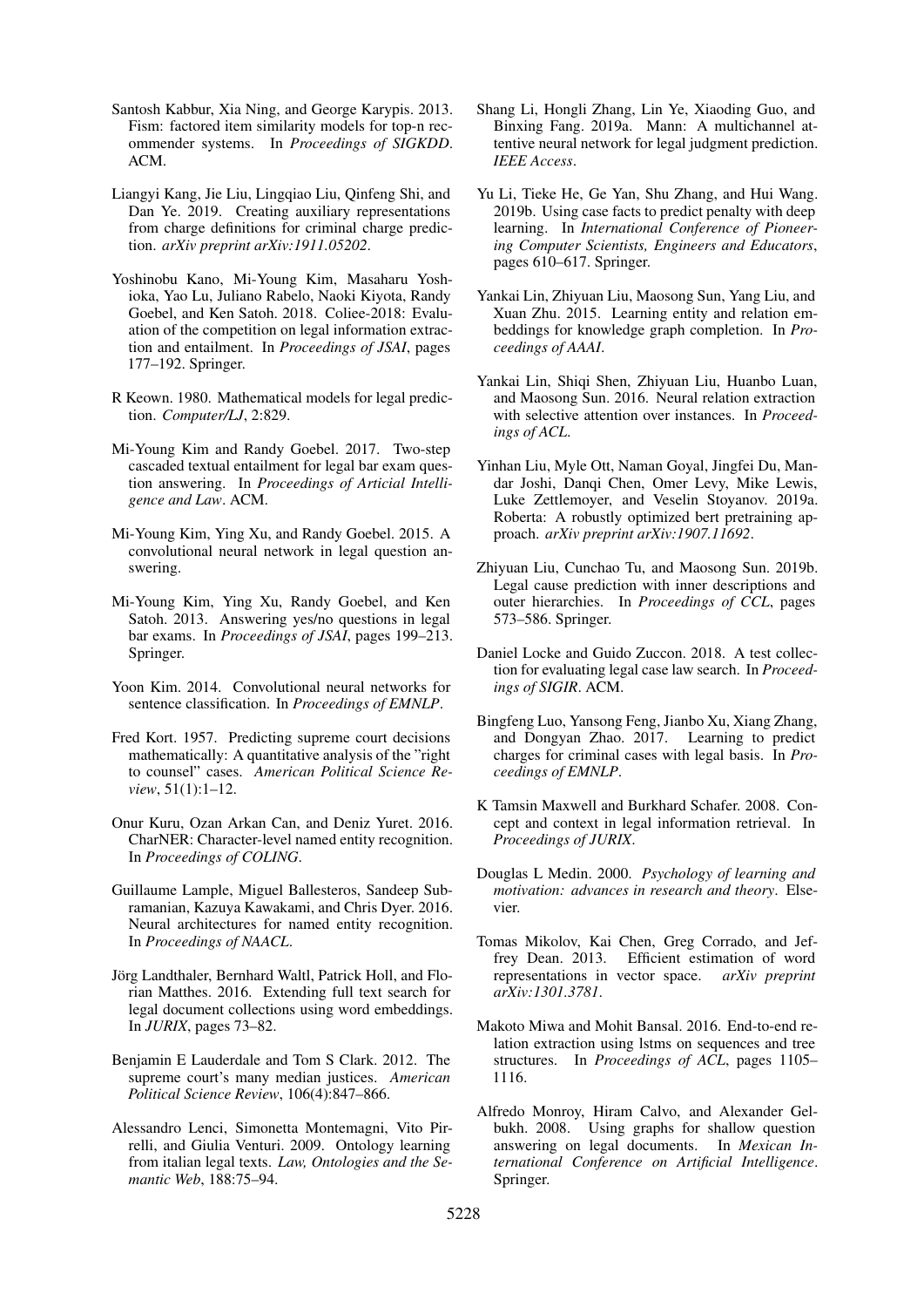Santosh Kabbur, Xia Ning, and George Karypis. 2013. Fism: factored item similarity models for top-n recommender systems. In *Proceedings of SIGKDD*. ACM.

Liangyi Kang, Jie Liu, Lingqiao Liu, Qinfeng Shi, and Dan Ye. 2019. Creating auxiliary representations from charge definitions for criminal charge prediction. *arXiv preprint arXiv:1911.05202*.

Yoshinobu Kano, Mi-Young Kim, Masaharu Yoshioka, Yao Lu, Juliano Rabelo, Naoki Kiyota, Randy Goebel, and Ken Satoh. 2018. Coliee-2018: Evaluation of the competition on legal information extraction and entailment. In *Proceedings of JSAI*, pages 177–192. Springer.

R Keown. 1980. Mathematical models for legal prediction. *Computer/LJ*, 2:829.

Mi-Young Kim and Randy Goebel. 2017. Two-step cascaded textual entailment for legal bar exam question answering. In *Proceedings of Articial Intelligence and Law*. ACM.

Mi-Young Kim, Ying Xu, and Randy Goebel. 2015. A convolutional neural network in legal question answering.

Mi-Young Kim, Ying Xu, Randy Goebel, and Ken Satoh. 2013. Answering yes/no questions in legal bar exams. In *Proceedings of JSAI*, pages 199–213. Springer.

Yoon Kim. 2014. Convolutional neural networks for sentence classification. In *Proceedings of EMNLP*.

Fred Kort. 1957. Predicting supreme court decisions mathematically: A quantitative analysis of the "right to counsel" cases. *American Political Science Review*, 51(1):1–12.

Onur Kuru, Ozan Arkan Can, and Deniz Yuret. 2016. CharNER: Character-level named entity recognition. In *Proceedings of COLING*.

Guillaume Lample, Miguel Ballesteros, Sandeep Subramanian, Kazuya Kawakami, and Chris Dyer. 2016. Neural architectures for named entity recognition. In *Proceedings of NAACL*.

Jörg Landthaler, Bernhard Waltl, Patrick Holl, and Florian Matthes. 2016. Extending full text search for legal document collections using word embeddings. In *JURIX*, pages 73–82.

Benjamin E Lauderdale and Tom S Clark. 2012. The supreme court's many median justices. *American Political Science Review*, 106(4):847–866.

Alessandro Lenci, Simonetta Montemagni, Vito Pirrelli, and Giulia Venturi. 2009. Ontology learning from italian legal texts. *Law, Ontologies and the Semantic Web*, 188:75–94.

Shang Li, Hongli Zhang, Lin Ye, Xiaoding Guo, and Binxing Fang. 2019a. Mann: A multichannel attentive neural network for legal judgment prediction. *IEEE Access*.

Yu Li, Tieke He, Ge Yan, Shu Zhang, and Hui Wang. 2019b. Using case facts to predict penalty with deep learning. In *International Conference of Pioneering Computer Scientists, Engineers and Educators*, pages 610–617. Springer.

Yankai Lin, Zhiyuan Liu, Maosong Sun, Yang Liu, and Xuan Zhu. 2015. Learning entity and relation embeddings for knowledge graph completion. In *Proceedings of AAAI*.

Yankai Lin, Shiqi Shen, Zhiyuan Liu, Huanbo Luan, and Maosong Sun. 2016. Neural relation extraction with selective attention over instances. In *Proceedings of ACL*.

Yinhan Liu, Myle Ott, Naman Goyal, Jingfei Du, Mandar Joshi, Danqi Chen, Omer Levy, Mike Lewis, Luke Zettlemoyer, and Veselin Stoyanov. 2019a. Roberta: A robustly optimized bert pretraining approach. *arXiv preprint arXiv:1907.11692*.

Zhiyuan Liu, Cunchao Tu, and Maosong Sun. 2019b. Legal cause prediction with inner descriptions and outer hierarchies. In *Proceedings of CCL*, pages 573–586. Springer.

Daniel Locke and Guido Zuccon. 2018. A test collection for evaluating legal case law search. In *Proceedings of SIGIR*. ACM.

Bingfeng Luo, Yansong Feng, Jianbo Xu, Xiang Zhang, and Dongyan Zhao. 2017. Learning to predict charges for criminal cases with legal basis. In *Proceedings of EMNLP*.

K Tamsin Maxwell and Burkhard Schafer. 2008. Concept and context in legal information retrieval. In *Proceedings of JURIX*.

Douglas L Medin. 2000. *Psychology of learning and motivation: advances in research and theory*. Elsevier.

Tomas Mikolov, Kai Chen, Greg Corrado, and Jeffrey Dean. 2013. Efficient estimation of word representations in vector space. *arXiv preprint arXiv:1301.3781*.

Makoto Miwa and Mohit Bansal. 2016. End-to-end relation extraction using lstms on sequences and tree structures. In *Proceedings of ACL*, pages 1105–1116.

Alfredo Monroy, Hiram Calvo, and Alexander Gelbukh. 2008. Using graphs for shallow question answering on legal documents. In *Mexican International Conference on Artificial Intelligence*. Springer.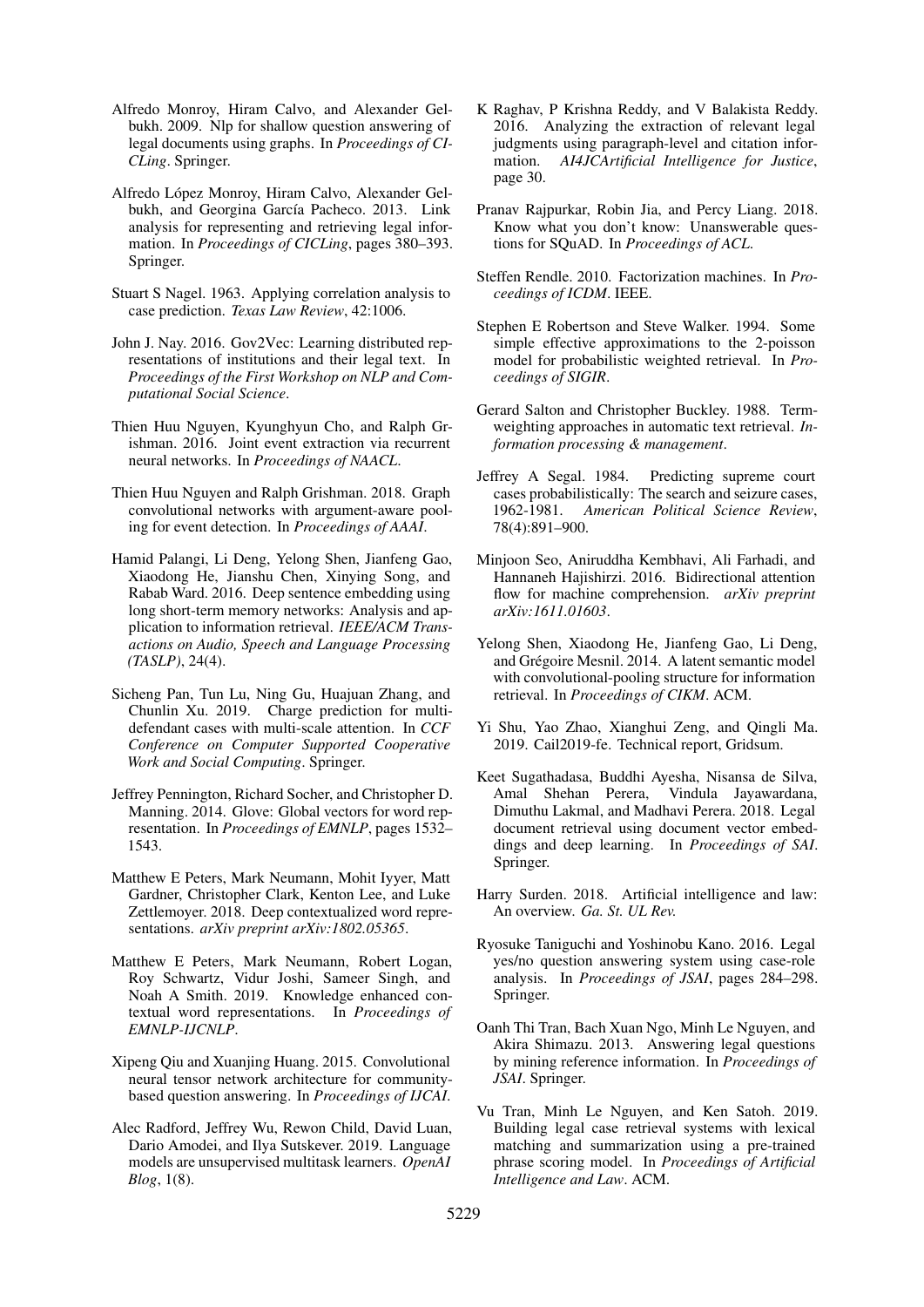Alfredo Monroy, Hiram Calvo, and Alexander Gelbukh. 2009. Nlp for shallow question answering of legal documents using graphs. In *Proceedings of CICLing*. Springer.

Alfredo López Monroy, Hiram Calvo, Alexander Gelbukh, and Georgina García Pacheco. 2013. Link analysis for representing and retrieving legal information. In *Proceedings of CICLing*, pages 380–393. Springer.

Stuart S Nagel. 1963. Applying correlation analysis to case prediction. *Texas Law Review*, 42:1006.

John J. Nay. 2016. Gov2Vec: Learning distributed representations of institutions and their legal text. In *Proceedings of the First Workshop on NLP and Computational Social Science*.

Thien Huu Nguyen, Kyunghyun Cho, and Ralph Grishman. 2016. Joint event extraction via recurrent neural networks. In *Proceedings of NAACL*.

Thien Huu Nguyen and Ralph Grishman. 2018. Graph convolutional networks with argument-aware pooling for event detection. In *Proceedings of AAAI*.

Hamid Palangi, Li Deng, Yelong Shen, Jianfeng Gao, Xiaodong He, Jianshu Chen, Xinying Song, and Rabab Ward. 2016. Deep sentence embedding using long short-term memory networks: Analysis and application to information retrieval. *IEEE/ACM Transactions on Audio, Speech and Language Processing (TASLP)*, 24(4).

Sicheng Pan, Tun Lu, Ning Gu, Huajuan Zhang, and Chunlin Xu. 2019. Charge prediction for multi-defendant cases with multi-scale attention. In *CCF Conference on Computer Supported Cooperative Work and Social Computing*. Springer.

Jeffrey Pennington, Richard Socher, and Christopher D. Manning. 2014. Glove: Global vectors for word representation. In *Proceedings of EMNLP*, pages 1532–1543.

Matthew E Peters, Mark Neumann, Mohit Iyyer, Matt Gardner, Christopher Clark, Kenton Lee, and Luke Zettlemoyer. 2018. Deep contextualized word representations. *arXiv preprint arXiv:1802.05365*.

Matthew E Peters, Mark Neumann, Robert Logan, Roy Schwartz, Vidur Joshi, Sameer Singh, and Noah A Smith. 2019. Knowledge enhanced contextual word representations. In *Proceedings of EMNLP-IJCNLP*.

Xipeng Qiu and Xuanjing Huang. 2015. Convolutional neural tensor network architecture for community-based question answering. In *Proceedings of IJCAI*.

Alec Radford, Jeffrey Wu, Rewon Child, David Luan, Dario Amodei, and Ilya Sutskever. 2019. Language models are unsupervised multitask learners. *OpenAI Blog*, 1(8).

K Raghav, P Krishna Reddy, and V Balakista Reddy. 2016. Analyzing the extraction of relevant legal judgments using paragraph-level and citation information. *AI4JCArtificial Intelligence for Justice*, page 30.

Pranav Rajpurkar, Robin Jia, and Percy Liang. 2018. Know what you don't know: Unanswerable questions for SQuAD. In *Proceedings of ACL*.

Steffen Rendle. 2010. Factorization machines. In *Proceedings of ICDM*. IEEE.

Stephen E Robertson and Steve Walker. 1994. Some simple effective approximations to the 2-poisson model for probabilistic weighted retrieval. In *Proceedings of SIGIR*.

Gerard Salton and Christopher Buckley. 1988. Term-weighting approaches in automatic text retrieval. *Information processing & management*.

Jeffrey A Segal. 1984. Predicting supreme court cases probabilistically: The search and seizure cases, 1962-1981. *American Political Science Review*, 78(4):891–900.

Minjoon Seo, Aniruddha Kembhavi, Ali Farhadi, and Hannaneh Hajishirzi. 2016. Bidirectional attention flow for machine comprehension. *arXiv preprint arXiv:1611.01603*.

Yelong Shen, Xiaodong He, Jianfeng Gao, Li Deng, and Grégoire Mesnil. 2014. A latent semantic model with convolutional-pooling structure for information retrieval. In *Proceedings of CIKM*. ACM.

Yi Shu, Yao Zhao, Xianghui Zeng, and Qingli Ma. 2019. Cail2019-fe. Technical report, Gridsum.

Keet Sugathadasa, Buddhi Ayesha, Nisansa de Silva, Amal Shehan Perera, Vindula Jayawardana, Dimuthu Lakmal, and Madhavi Perera. 2018. Legal document retrieval using document vector embeddings and deep learning. In *Proceedings of SAI*. Springer.

Harry Surden. 2018. Artificial intelligence and law: An overview. *Ga. St. UL Rev.*

Ryosuke Taniguchi and Yoshinobu Kano. 2016. Legal yes/no question answering system using case-role analysis. In *Proceedings of JSAI*, pages 284–298. Springer.

Oanh Thi Tran, Bach Xuan Ngo, Minh Le Nguyen, and Akira Shimazu. 2013. Answering legal questions by mining reference information. In *Proceedings of JSAI*. Springer.

Vu Tran, Minh Le Nguyen, and Ken Satoh. 2019. Building legal case retrieval systems with lexical matching and summarization using a pre-trained phrase scoring model. In *Proceedings of Artificial Intelligence and Law*. ACM.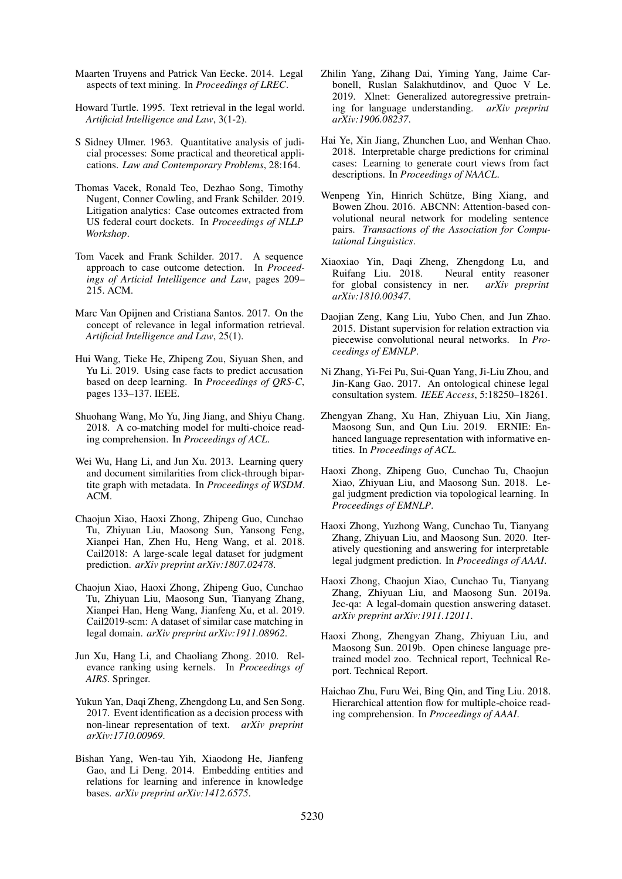Maarten Truyens and Patrick Van Eecke. 2014. Legal aspects of text mining. In *Proceedings of LREC*.

Howard Turtle. 1995. Text retrieval in the legal world. *Artificial Intelligence and Law*, 3(1-2).

S Sidney Ulmer. 1963. Quantitative analysis of judicial processes: Some practical and theoretical applications. *Law and Contemporary Problems*, 28:164.

Thomas Vacek, Ronald Teo, Dezhao Song, Timothy Nugent, Conner Cowling, and Frank Schilder. 2019. Litigation analytics: Case outcomes extracted from US federal court dockets. In *Proceedings of NLLP Workshop*.

Tom Vacek and Frank Schilder. 2017. A sequence approach to case outcome detection. In *Proceedings of Articial Intelligence and Law*, pages 209–215. ACM.

Marc Van Opijnen and Cristiana Santos. 2017. On the concept of relevance in legal information retrieval. *Artificial Intelligence and Law*, 25(1).

Hui Wang, Tieke He, Zhipeng Zou, Siyuan Shen, and Yu Li. 2019. Using case facts to predict accusation based on deep learning. In *Proceedings of QRS-C*, pages 133–137. IEEE.

Shuohang Wang, Mo Yu, Jing Jiang, and Shiyu Chang. 2018. A co-matching model for multi-choice reading comprehension. In *Proceedings of ACL*.

Wei Wu, Hang Li, and Jun Xu. 2013. Learning query and document similarities from click-through bipartite graph with metadata. In *Proceedings of WSDM*. ACM.

Chaojun Xiao, Haoxi Zhong, Zhipeng Guo, Cunchao Tu, Zhiyuan Liu, Maosong Sun, Yansong Feng, Xianpei Han, Zhen Hu, Heng Wang, et al. 2018. Cail2018: A large-scale legal dataset for judgment prediction. *arXiv preprint arXiv:1807.02478*.

Chaojun Xiao, Haoxi Zhong, Zhipeng Guo, Cunchao Tu, Zhiyuan Liu, Maosong Sun, Tianyang Zhang, Xianpei Han, Heng Wang, Jianfeng Xu, et al. 2019. Cail2019-scm: A dataset of similar case matching in legal domain. *arXiv preprint arXiv:1911.08962*.

Jun Xu, Hang Li, and Chaoliang Zhong. 2010. Relevance ranking using kernels. In *Proceedings of AIRS*. Springer.

Yukun Yan, Daqi Zheng, Zhengdong Lu, and Sen Song. 2017. Event identification as a decision process with non-linear representation of text. *arXiv preprint arXiv:1710.00969*.

Bishan Yang, Wen-tau Yih, Xiaodong He, Jianfeng Gao, and Li Deng. 2014. Embedding entities and relations for learning and inference in knowledge bases. *arXiv preprint arXiv:1412.6575*.

Zhilin Yang, Zihang Dai, Yiming Yang, Jaime Carbonell, Ruslan Salakhutdinov, and Quoc V Le. 2019. Xlnet: Generalized autoregressive pretraining for language understanding. *arXiv preprint arXiv:1906.08237*.

Hai Ye, Xin Jiang, Zhunchen Luo, and Wenhan Chao. 2018. Interpretable charge predictions for criminal cases: Learning to generate court views from fact descriptions. In *Proceedings of NAACL*.

Wenpeng Yin, Hinrich Schütze, Bing Xiang, and Bowen Zhou. 2016. ABCNN: Attention-based convolutional neural network for modeling sentence pairs. *Transactions of the Association for Computational Linguistics*.

Xiaoxiao Yin, Daqi Zheng, Zhengdong Lu, and Ruifang Liu. 2018. Neural entity reasoner for global consistency in ner. *arXiv preprint arXiv:1810.00347*.

Daojian Zeng, Kang Liu, Yubo Chen, and Jun Zhao. 2015. Distant supervision for relation extraction via piecewise convolutional neural networks. In *Proceedings of EMNLP*.

Ni Zhang, Yi-Fei Pu, Sui-Quan Yang, Ji-Liu Zhou, and Jin-Kang Gao. 2017. An ontological chinese legal consultation system. *IEEE Access*, 5:18250–18261.

Zhengyan Zhang, Xu Han, Zhiyuan Liu, Xin Jiang, Maosong Sun, and Qun Liu. 2019. ERNIE: Enhanced language representation with informative entities. In *Proceedings of ACL*.

Haoxi Zhong, Zhipeng Guo, Cunchao Tu, Chaojun Xiao, Zhiyuan Liu, and Maosong Sun. 2018. Legal judgment prediction via topological learning. In *Proceedings of EMNLP*.

Haoxi Zhong, Yuzhong Wang, Cunchao Tu, Tianyang Zhang, Zhiyuan Liu, and Maosong Sun. 2020. Iteratively questioning and answering for interpretable legal judgment prediction. In *Proceedings of AAAI*.

Haoxi Zhong, Chaojun Xiao, Cunchao Tu, Tianyang Zhang, Zhiyuan Liu, and Maosong Sun. 2019a. Jec-qa: A legal-domain question answering dataset. *arXiv preprint arXiv:1911.12011*.

Haoxi Zhong, Zhengyan Zhang, Zhiyuan Liu, and Maosong Sun. 2019b. Open chinese language pre-trained model zoo. Technical report, Technical Report. Technical Report.

Haichao Zhu, Furu Wei, Bing Qin, and Ting Liu. 2018. Hierarchical attention flow for multiple-choice reading comprehension. In *Proceedings of AAAI*.